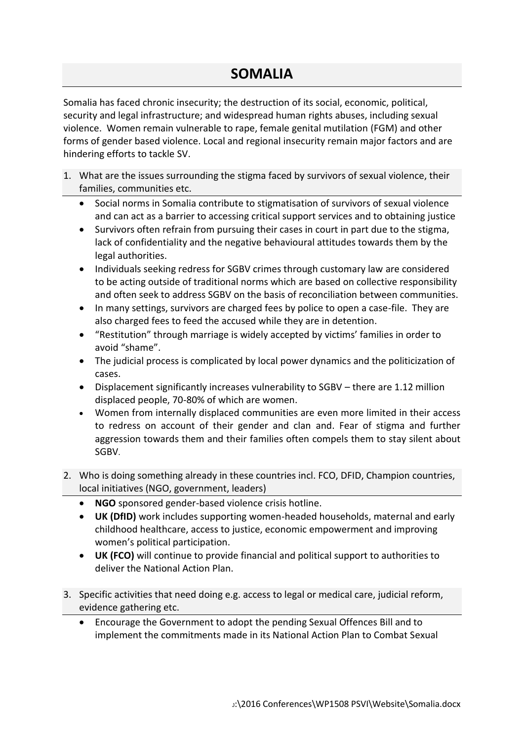# SOMALIA

Somalia has faced chronic insecurity; the destruction of its social, economic, political, security and legal infrastructure; and widespread human rights abuses, including sexual violence. Women remain vulnerable to rape, female genital mutilation (FGM) and other forms of gender based violence. Local and regional insecurity remain major factors and are hindering efforts to tackle SV.

1. What are the issues surrounding the stigma faced by survivors of sexual violence, their families, communities etc.

   - Social norms in Somalia contribute to stigmatisation of survivors of sexual violence and can act as a barrier to accessing critical support services and to obtaining justice
   - Survivors often refrain from pursuing their cases in court in part due to the stigma, lack of confidentiality and the negative behavioural attitudes towards them by the legal authorities.
   - Individuals seeking redress for SGBV crimes through customary law are considered to be acting outside of traditional norms which are based on collective responsibility and often seek to address SGBV on the basis of reconciliation between communities.
   - In many settings, survivors are charged fees by police to open a case-file. They are also charged fees to feed the accused while they are in detention.
   - "Restitution" through marriage is widely accepted by victims' families in order to avoid "shame".
   - The judicial process is complicated by local power dynamics and the politicization of cases.
   - Displacement significantly increases vulnerability to SGBV – there are 1.12 million displaced people, 70-80% of which are women.
   - Women from internally displaced communities are even more limited in their access to redress on account of their gender and clan and. Fear of stigma and further aggression towards them and their families often compels them to stay silent about SGBV.

2. Who is doing something already in these countries incl. FCO, DFID, Champion countries, local initiatives (NGO, government, leaders)

   - **NGO** sponsored gender-based violence crisis hotline.
   - **UK (DfID)** work includes supporting women-headed households, maternal and early childhood healthcare, access to justice, economic empowerment and improving women's political participation.
   - **UK (FCO)** will continue to provide financial and political support to authorities to deliver the National Action Plan.

3. Specific activities that need doing e.g. access to legal or medical care, judicial reform, evidence gathering etc.

   - Encourage the Government to adopt the pending Sexual Offences Bill and to implement the commitments made in its National Action Plan to Combat Sexual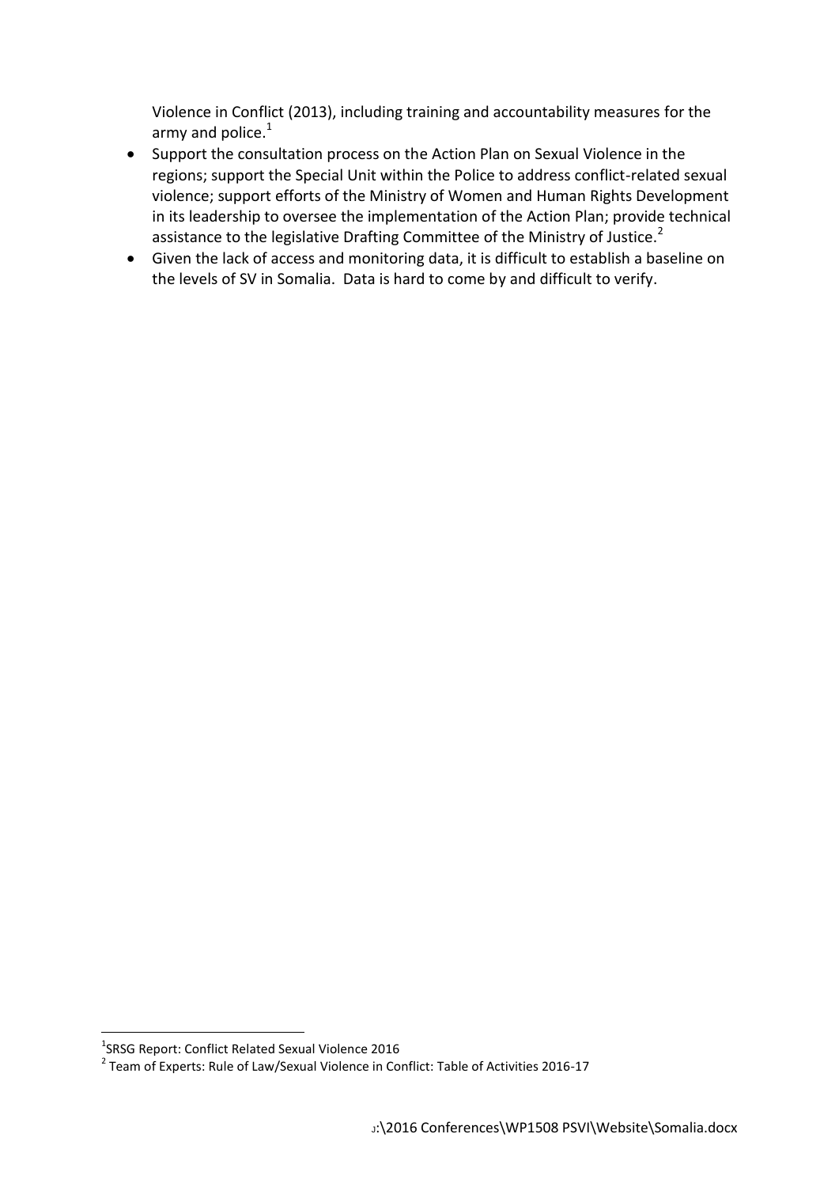Violence in Conflict (2013), including training and accountability measures for the army and police.[1]

- Support the consultation process on the Action Plan on Sexual Violence in the regions; support the Special Unit within the Police to address conflict-related sexual violence; support efforts of the Ministry of Women and Human Rights Development in its leadership to oversee the implementation of the Action Plan; provide technical assistance to the legislative Drafting Committee of the Ministry of Justice.[2]
- Given the lack of access and monitoring data, it is difficult to establish a baseline on the levels of SV in Somalia. Data is hard to come by and difficult to verify.

---

[1] SRSG Report: Conflict Related Sexual Violence 2016

[2] Team of Experts: Rule of Law/Sexual Violence in Conflict: Table of Activities 2016-17

J:\2016 Conferences\WP1508 PSVI\Website\Somalia.docx